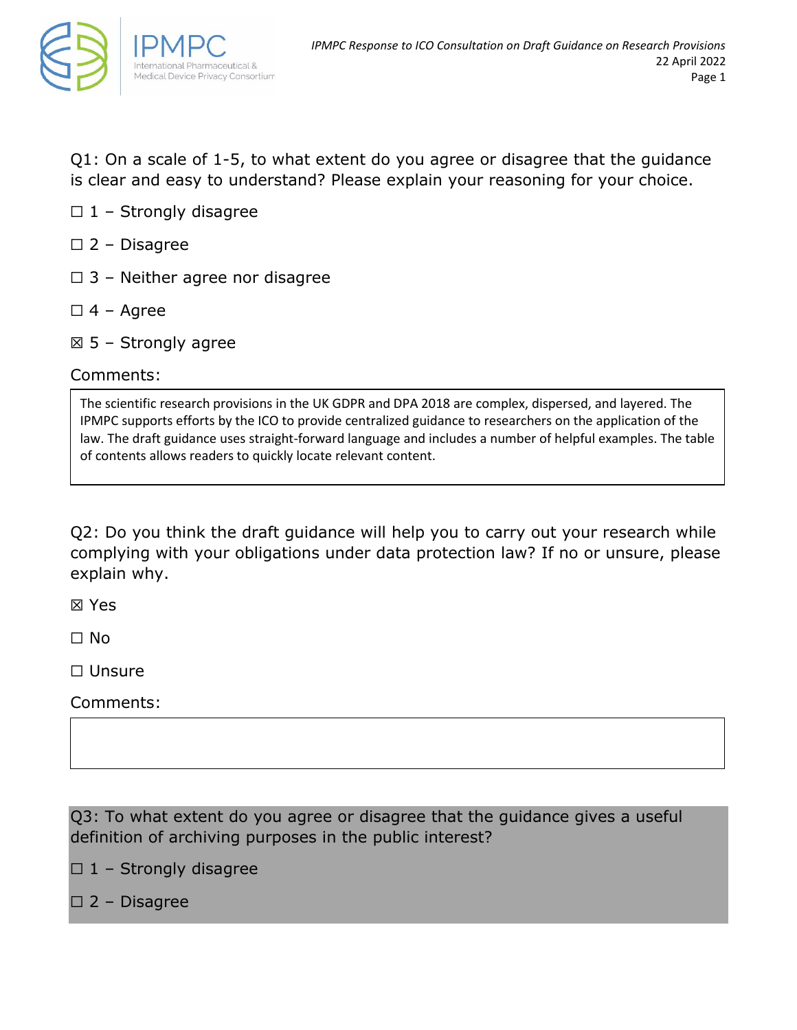Q1: On a scale of 1-5, to what extent do you agree or disagree that the guidance is clear and easy to understand? Please explain your reasoning for your choice.

☐ 1 – Strongly disagree

☐ 2 – Disagree

☐ 3 – Neither agree nor disagree

☐ 4 – Agree

☒ 5 – Strongly agree

Comments:

| |
|---|
| The scientific research provisions in the UK GDPR and DPA 2018 are complex, dispersed, and layered. The IPMPC supports efforts by the ICO to provide centralized guidance to researchers on the application of the law. The draft guidance uses straight-forward language and includes a number of helpful examples. The table of contents allows readers to quickly locate relevant content. |

Q2: Do you think the draft guidance will help you to carry out your research while complying with your obligations under data protection law? If no or unsure, please explain why.

☒ Yes

☐ No

☐ Unsure

Comments:

| |
|---|
| |

Q3: To what extent do you agree or disagree that the guidance gives a useful definition of archiving purposes in the public interest?

☐ 1 – Strongly disagree

☐ 2 – Disagree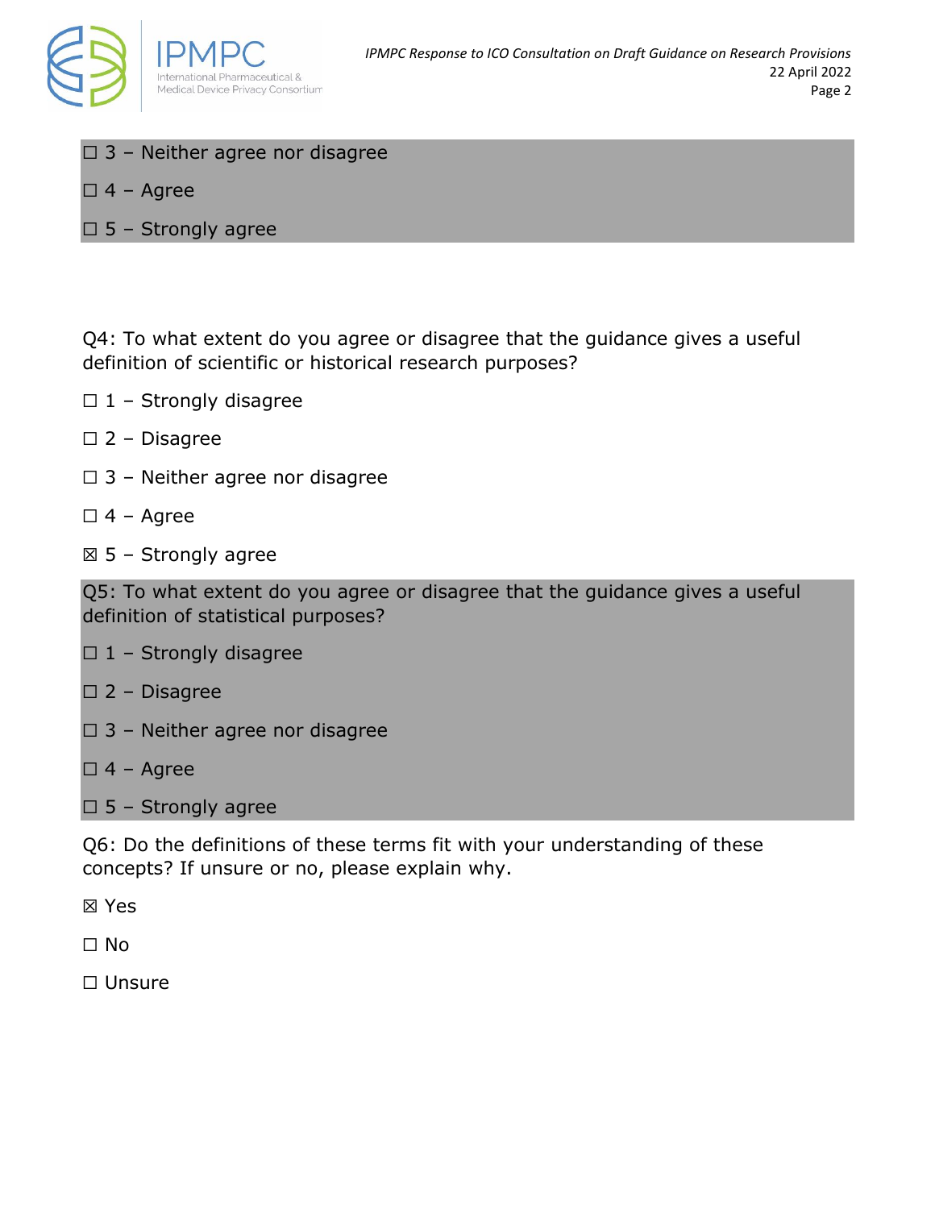☐ 3 – Neither agree nor disagree

☐ 4 – Agree

☐ 5 – Strongly agree

Q4: To what extent do you agree or disagree that the guidance gives a useful definition of scientific or historical research purposes?

☐ 1 – Strongly disagree

☐ 2 – Disagree

☐ 3 – Neither agree nor disagree

☐ 4 – Agree

☒ 5 – Strongly agree

Q5: To what extent do you agree or disagree that the guidance gives a useful definition of statistical purposes?

☐ 1 – Strongly disagree

☐ 2 – Disagree

☐ 3 – Neither agree nor disagree

☐ 4 – Agree

☐ 5 – Strongly agree

Q6: Do the definitions of these terms fit with your understanding of these concepts? If unsure or no, please explain why.

☒ Yes

☐ No

☐ Unsure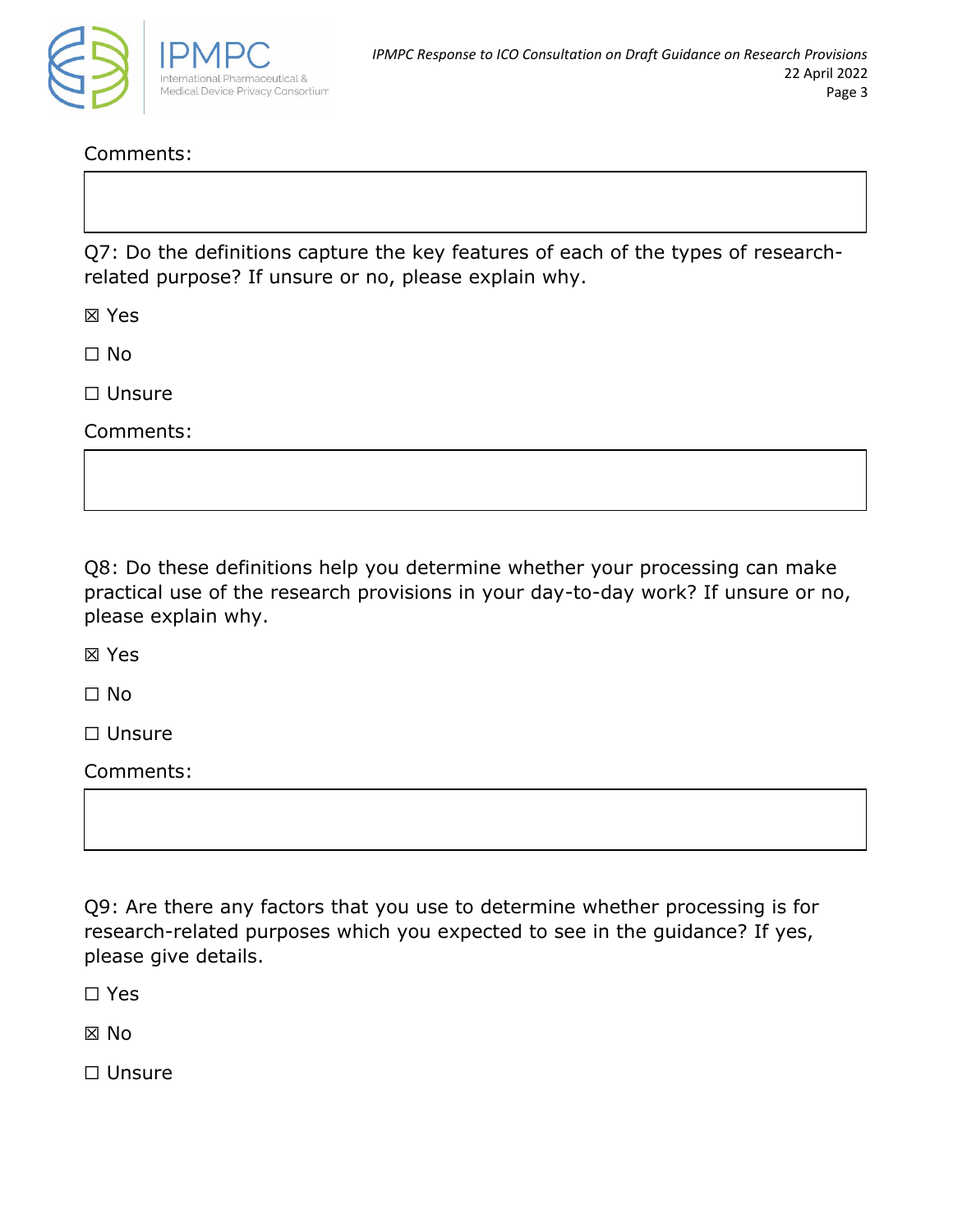Comments:

Q7: Do the definitions capture the key features of each of the types of research-related purpose? If unsure or no, please explain why.

☒ Yes

☐ No

☐ Unsure

Comments:

Q8: Do these definitions help you determine whether your processing can make practical use of the research provisions in your day-to-day work? If unsure or no, please explain why.

☒ Yes

☐ No

☐ Unsure

Comments:

Q9: Are there any factors that you use to determine whether processing is for research-related purposes which you expected to see in the guidance? If yes, please give details.

☐ Yes

☒ No

☐ Unsure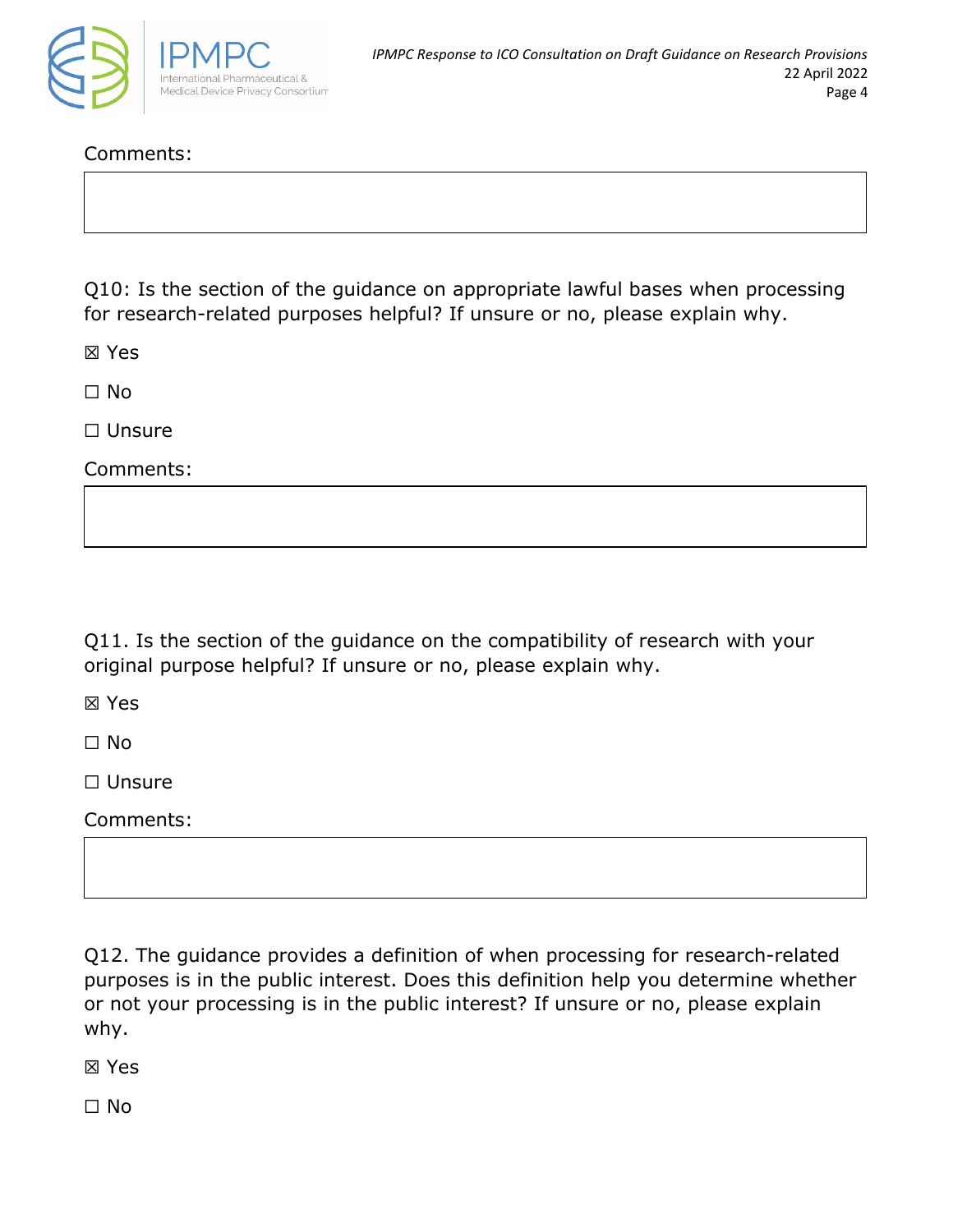Comments:

Q10: Is the section of the guidance on appropriate lawful bases when processing for research-related purposes helpful? If unsure or no, please explain why.

☒ Yes

☐ No

☐ Unsure

Comments:

Q11. Is the section of the guidance on the compatibility of research with your original purpose helpful? If unsure or no, please explain why.

☒ Yes

☐ No

☐ Unsure

Comments:

Q12. The guidance provides a definition of when processing for research-related purposes is in the public interest. Does this definition help you determine whether or not your processing is in the public interest? If unsure or no, please explain why.

☒ Yes

☐ No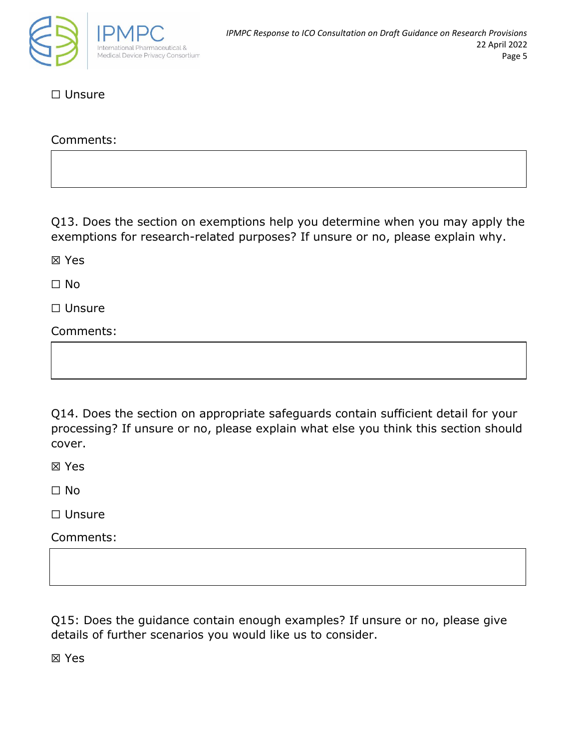☐ Unsure

Comments:

Q13. Does the section on exemptions help you determine when you may apply the exemptions for research-related purposes? If unsure or no, please explain why.

☒ Yes

☐ No

☐ Unsure

Comments:

Q14. Does the section on appropriate safeguards contain sufficient detail for your processing? If unsure or no, please explain what else you think this section should cover.

☒ Yes

☐ No

☐ Unsure

Comments:

Q15: Does the guidance contain enough examples? If unsure or no, please give details of further scenarios you would like us to consider.

☒ Yes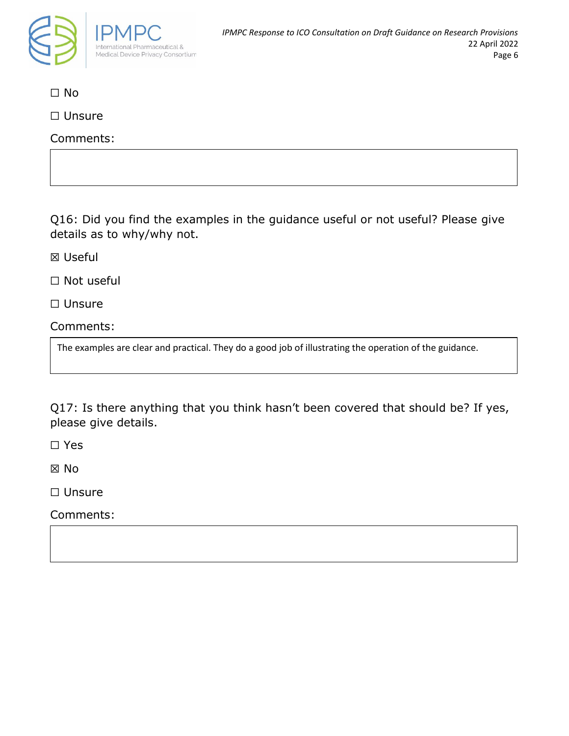☐ No

☐ Unsure

Comments:

Q16: Did you find the examples in the guidance useful or not useful? Please give details as to why/why not.

☒ Useful

☐ Not useful

☐ Unsure

Comments:

The examples are clear and practical. They do a good job of illustrating the operation of the guidance.

Q17: Is there anything that you think hasn't been covered that should be? If yes, please give details.

☐ Yes

☒ No

☐ Unsure

Comments: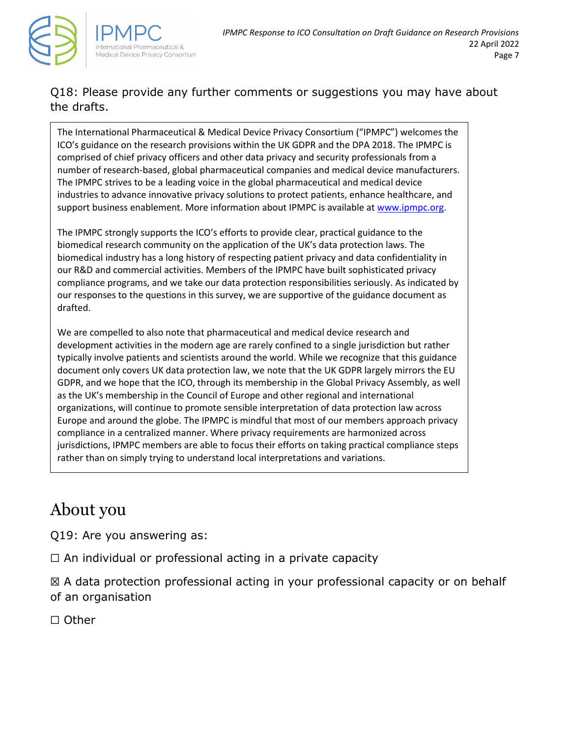Q18: Please provide any further comments or suggestions you may have about the drafts.

The International Pharmaceutical & Medical Device Privacy Consortium ("IPMPC") welcomes the ICO's guidance on the research provisions within the UK GDPR and the DPA 2018. The IPMPC is comprised of chief privacy officers and other data privacy and security professionals from a number of research-based, global pharmaceutical companies and medical device manufacturers. The IPMPC strives to be a leading voice in the global pharmaceutical and medical device industries to advance innovative privacy solutions to protect patients, enhance healthcare, and support business enablement. More information about IPMPC is available at [www.ipmpc.org](http://www.ipmpc.org).

The IPMPC strongly supports the ICO's efforts to provide clear, practical guidance to the biomedical research community on the application of the UK's data protection laws. The biomedical industry has a long history of respecting patient privacy and data confidentiality in our R&D and commercial activities. Members of the IPMPC have built sophisticated privacy compliance programs, and we take our data protection responsibilities seriously. As indicated by our responses to the questions in this survey, we are supportive of the guidance document as drafted.

We are compelled to also note that pharmaceutical and medical device research and development activities in the modern age are rarely confined to a single jurisdiction but rather typically involve patients and scientists around the world. While we recognize that this guidance document only covers UK data protection law, we note that the UK GDPR largely mirrors the EU GDPR, and we hope that the ICO, through its membership in the Global Privacy Assembly, as well as the UK's membership in the Council of Europe and other regional and international organizations, will continue to promote sensible interpretation of data protection law across Europe and around the globe. The IPMPC is mindful that most of our members approach privacy compliance in a centralized manner. Where privacy requirements are harmonized across jurisdictions, IPMPC members are able to focus their efforts on taking practical compliance steps rather than on simply trying to understand local interpretations and variations.

# About you

Q19: Are you answering as:

☐ An individual or professional acting in a private capacity

☒ A data protection professional acting in your professional capacity or on behalf of an organisation

☐ Other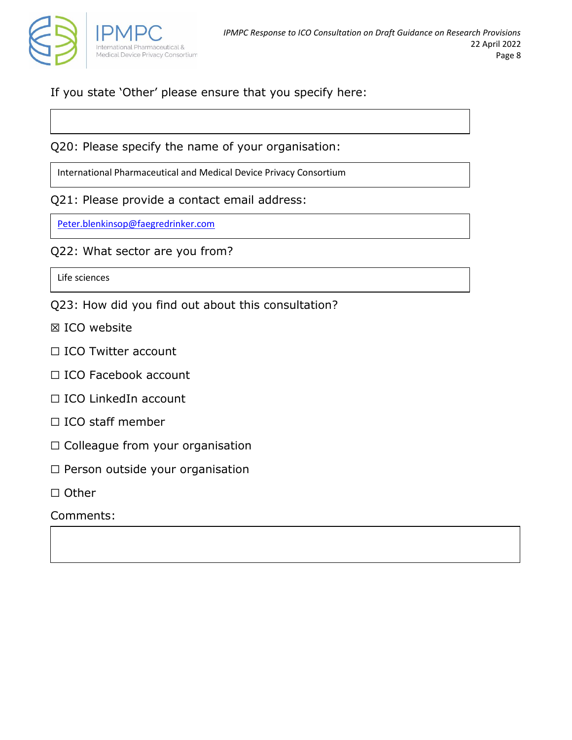If you state 'Other' please ensure that you specify here:

|   |
|---|
|   |

Q20: Please specify the name of your organisation:

| |
|---|
| International Pharmaceutical and Medical Device Privacy Consortium |

Q21: Please provide a contact email address:

| |
|---|
| Peter.blenkinsop@faegredrinker.com |

Q22: What sector are you from?

| |
|---|
| Life sciences |

Q23: How did you find out about this consultation?

☒ ICO website

☐ ICO Twitter account

☐ ICO Facebook account

☐ ICO LinkedIn account

☐ ICO staff member

☐ Colleague from your organisation

☐ Person outside your organisation

☐ Other

Comments:

|   |
|---|
|   |